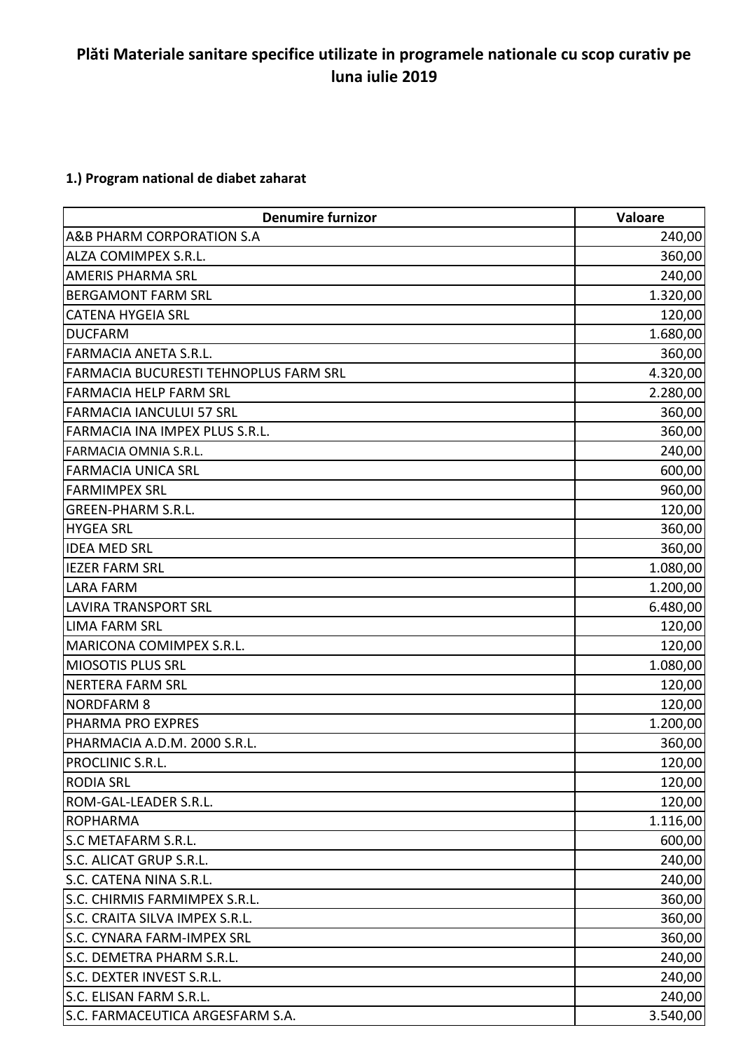# Plăti Materiale sanitare specifice utilizate in programele nationale cu scop curativ pe luna iulie 2019

### 1.) Program national de diabet zaharat

| Denumire furnizor | Valoare |
|---|---:|
| A&B PHARM CORPORATION S.A | 240,00 |
| ALZA COMIMPEX S.R.L. | 360,00 |
| AMERIS PHARMA SRL | 240,00 |
| BERGAMONT FARM SRL | 1.320,00 |
| CATENA HYGEIA SRL | 120,00 |
| DUCFARM | 1.680,00 |
| FARMACIA ANETA S.R.L. | 360,00 |
| FARMACIA BUCURESTI TEHNOPLUS FARM SRL | 4.320,00 |
| FARMACIA HELP FARM SRL | 2.280,00 |
| FARMACIA IANCULUI 57 SRL | 360,00 |
| FARMACIA INA IMPEX PLUS S.R.L. | 360,00 |
| FARMACIA OMNIA S.R.L. | 240,00 |
| FARMACIA UNICA SRL | 600,00 |
| FARMIMPEX SRL | 960,00 |
| GREEN-PHARM S.R.L. | 120,00 |
| HYGEA SRL | 360,00 |
| IDEA MED SRL | 360,00 |
| IEZER FARM SRL | 1.080,00 |
| LARA FARM | 1.200,00 |
| LAVIRA TRANSPORT SRL | 6.480,00 |
| LIMA FARM SRL | 120,00 |
| MARICONA COMIMPEX S.R.L. | 120,00 |
| MIOSOTIS PLUS SRL | 1.080,00 |
| NERTERA FARM SRL | 120,00 |
| NORDFARM 8 | 120,00 |
| PHARMA PRO EXPRES | 1.200,00 |
| PHARMACIA A.D.M. 2000 S.R.L. | 360,00 |
| PROCLINIC S.R.L. | 120,00 |
| RODIA SRL | 120,00 |
| ROM-GAL-LEADER S.R.L. | 120,00 |
| ROPHARMA | 1.116,00 |
| S.C METAFARM S.R.L. | 600,00 |
| S.C. ALICAT GRUP S.R.L. | 240,00 |
| S.C. CATENA NINA S.R.L. | 240,00 |
| S.C. CHIRMIS FARMIMPEX S.R.L. | 360,00 |
| S.C. CRAITA SILVA IMPEX S.R.L. | 360,00 |
| S.C. CYNARA FARM-IMPEX SRL | 360,00 |
| S.C. DEMETRA PHARM S.R.L. | 240,00 |
| S.C. DEXTER INVEST S.R.L. | 240,00 |
| S.C. ELISAN FARM S.R.L. | 240,00 |
| S.C. FARMACEUTICA ARGESFARM S.A. | 3.540,00 |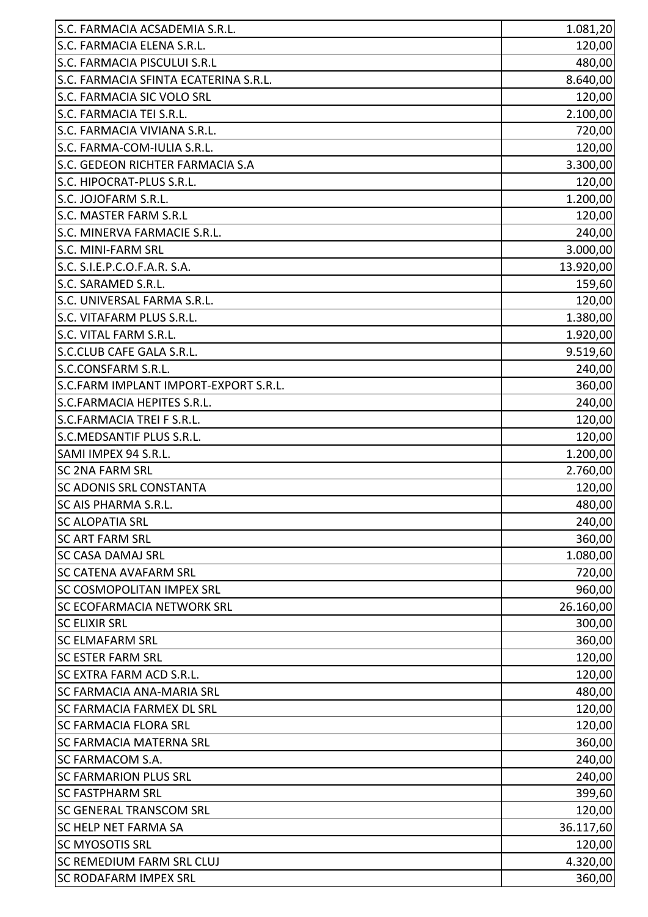| | |
|---|---|
| S.C. FARMACIA ACSADEMIA S.R.L. | 1.081,20 |
| S.C. FARMACIA ELENA S.R.L. | 120,00 |
| S.C. FARMACIA PISCULUI S.R.L | 480,00 |
| S.C. FARMACIA SFINTA ECATERINA S.R.L. | 8.640,00 |
| S.C. FARMACIA SIC VOLO SRL | 120,00 |
| S.C. FARMACIA TEI S.R.L. | 2.100,00 |
| S.C. FARMACIA VIVIANA S.R.L. | 720,00 |
| S.C. FARMA-COM-IULIA S.R.L. | 120,00 |
| S.C. GEDEON RICHTER FARMACIA S.A | 3.300,00 |
| S.C. HIPOCRAT-PLUS S.R.L. | 120,00 |
| S.C. JOJOFARM S.R.L. | 1.200,00 |
| S.C. MASTER FARM S.R.L | 120,00 |
| S.C. MINERVA FARMACIE S.R.L. | 240,00 |
| S.C. MINI-FARM SRL | 3.000,00 |
| S.C. S.I.E.P.C.O.F.A.R. S.A. | 13.920,00 |
| S.C. SARAMED S.R.L. | 159,60 |
| S.C. UNIVERSAL FARMA S.R.L. | 120,00 |
| S.C. VITAFARM PLUS S.R.L. | 1.380,00 |
| S.C. VITAL FARM S.R.L. | 1.920,00 |
| S.C.CLUB CAFE GALA S.R.L. | 9.519,60 |
| S.C.CONSFARM S.R.L. | 240,00 |
| S.C.FARM IMPLANT IMPORT-EXPORT S.R.L. | 360,00 |
| S.C.FARMACIA HEPITES S.R.L. | 240,00 |
| S.C.FARMACIA TREI F S.R.L. | 120,00 |
| S.C.MEDSANTIF PLUS S.R.L. | 120,00 |
| SAMI IMPEX 94 S.R.L. | 1.200,00 |
| SC 2NA FARM SRL | 2.760,00 |
| SC ADONIS SRL CONSTANTA | 120,00 |
| SC AIS PHARMA S.R.L. | 480,00 |
| SC ALOPATIA SRL | 240,00 |
| SC ART FARM SRL | 360,00 |
| SC CASA DAMAJ SRL | 1.080,00 |
| SC CATENA AVAFARM SRL | 720,00 |
| SC COSMOPOLITAN IMPEX SRL | 960,00 |
| SC ECOFARMACIA NETWORK SRL | 26.160,00 |
| SC ELIXIR SRL | 300,00 |
| SC ELMAFARM SRL | 360,00 |
| SC ESTER FARM SRL | 120,00 |
| SC EXTRA FARM ACD S.R.L. | 120,00 |
| SC FARMACIA ANA-MARIA SRL | 480,00 |
| SC FARMACIA FARMEX DL SRL | 120,00 |
| SC FARMACIA FLORA SRL | 120,00 |
| SC FARMACIA MATERNA SRL | 360,00 |
| SC FARMACOM S.A. | 240,00 |
| SC FARMARION PLUS SRL | 240,00 |
| SC FASTPHARM SRL | 399,60 |
| SC GENERAL TRANSCOM SRL | 120,00 |
| SC HELP NET FARMA SA | 36.117,60 |
| SC MYOSOTIS SRL | 120,00 |
| SC REMEDIUM FARM SRL CLUJ | 4.320,00 |
| SC RODAFARM IMPEX SRL | 360,00 |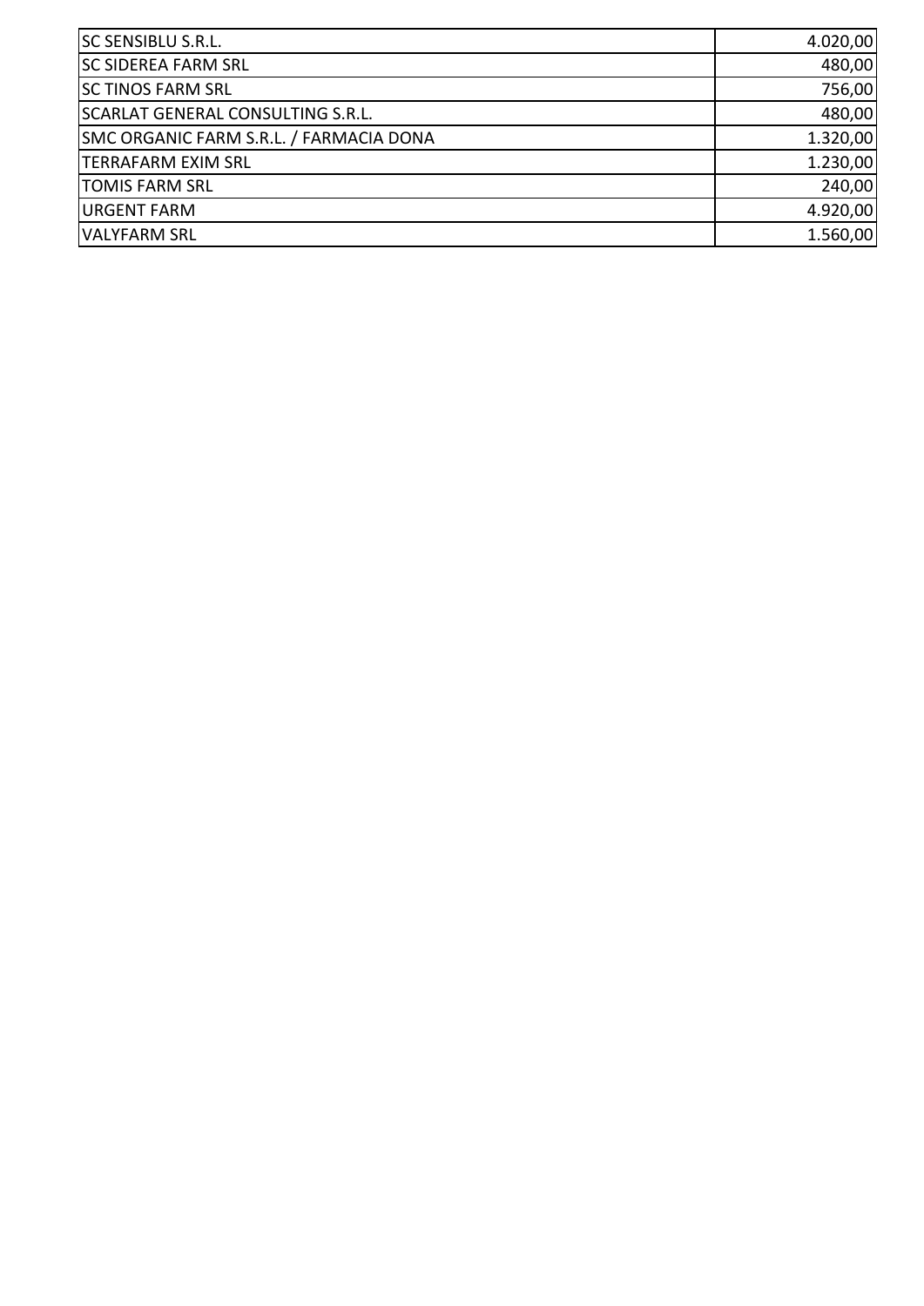| | |
|---|---|
| SC SENSIBLU S.R.L. | 4.020,00 |
| SC SIDEREA FARM SRL | 480,00 |
| SC TINOS FARM SRL | 756,00 |
| SCARLAT GENERAL CONSULTING S.R.L. | 480,00 |
| SMC ORGANIC FARM S.R.L. / FARMACIA DONA | 1.320,00 |
| TERRAFARM EXIM SRL | 1.230,00 |
| TOMIS FARM SRL | 240,00 |
| URGENT FARM | 4.920,00 |
| VALYFARM SRL | 1.560,00 |